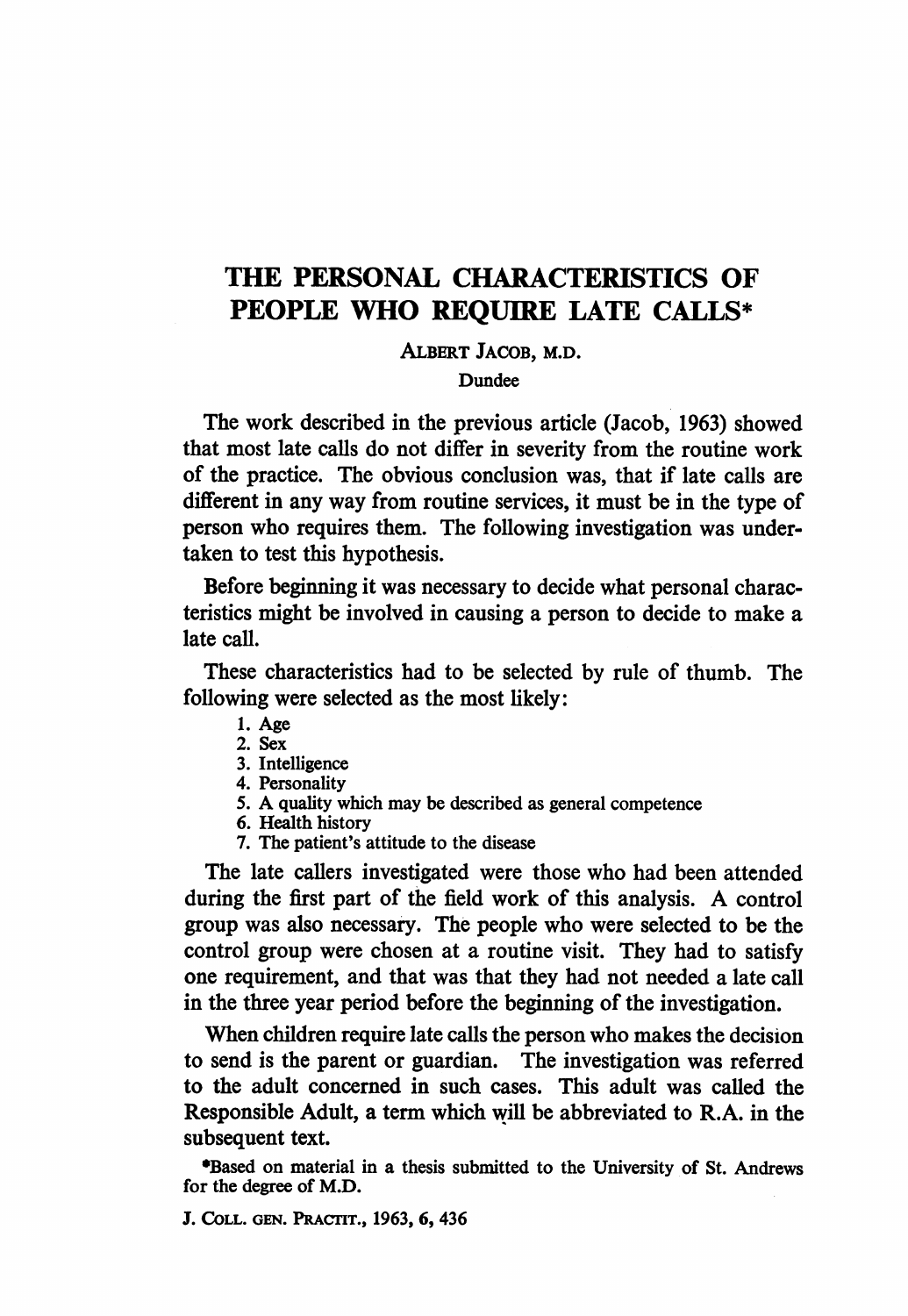# THE PERSONAL CHARACTERISTICS OF PEOPLE WHO REQUIRE LATE CALLS*

ALBERT JACOB, M.D.

Dundee

The work described in the previous article (Jacob, 1963) showed that most late calls do not differ in severity from the routine work of the practice. The obvious conclusion was, that if late calls are different in any way from routine services, it must be in the type of person who requires them. The following investigation was undertaken to test this hypothesis.

Before beginning it was necessary to decide what personal characteristics might be involved in causing a person to decide to make a late call.

These characteristics had to be selected by rule of thumb. The following were selected as the most likely:

1. Age
2. Sex
3. Intelligence
4. Personality
5. A quality which may be described as general competence
6. Health history
7. The patient's attitude to the disease

The late callers investigated were those who had been attended during the first part of the field work of this analysis. A control group was also necessary. The people who were selected to be the control group were chosen at a routine visit. They had to satisfy one requirement, and that was that they had not needed a late call in the three year period before the beginning of the investigation.

When children require late calls the person who makes the decision to send is the parent or guardian. The investigation was referred to the adult concerned in such cases. This adult was called the Responsible Adult, a term which will be abbreviated to R.A. in the subsequent text.

*Based on material in a thesis submitted to the University of St. Andrews for the degree of M.D.

J. COLL. GEN. PRACTIT., 1963, 6, 436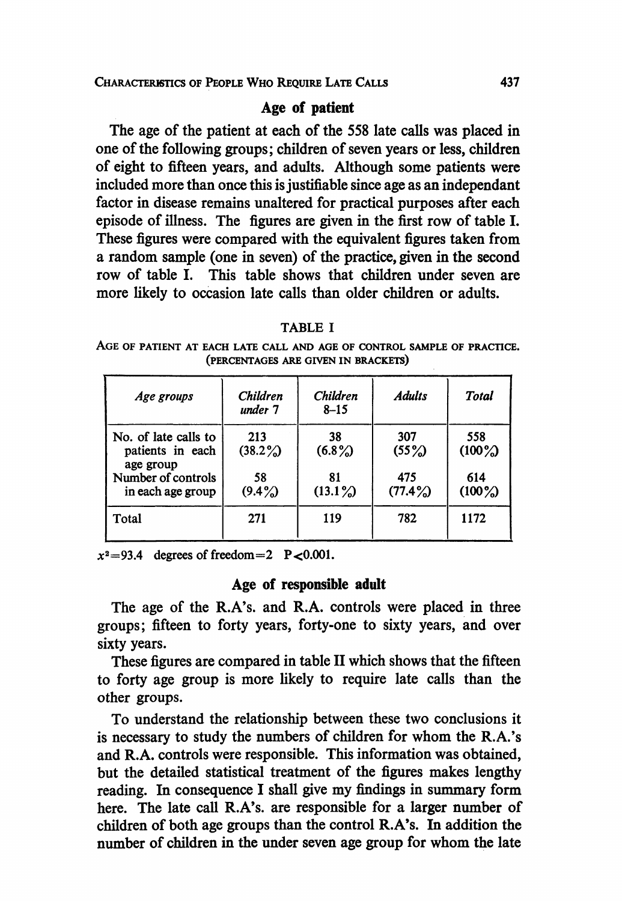## Age of patient

The age of the patient at each of the 558 late calls was placed in one of the following groups; children of seven years or less, children of eight to fifteen years, and adults. Although some patients were included more than once this is justifiable since age as an independant factor in disease remains unaltered for practical purposes after each episode of illness. The figures are given in the first row of table I. These figures were compared with the equivalent figures taken from a random sample (one in seven) of the practice, given in the second row of table I. This table shows that children under seven are more likely to occasion late calls than older children or adults.

TABLE I

AGE OF PATIENT AT EACH LATE CALL AND AGE OF CONTROL SAMPLE OF PRACTICE. (PERCENTAGES ARE GIVEN IN BRACKETS)

| *Age groups* | *Children under 7* | *Children 8–15* | *Adults* | *Total* |
|---|---|---|---|---|
| No. of late calls to patients in each age group | 213 (38.2%) | 38 (6.8%) | 307 (55%) | 558 (100%) |
| Number of controls in each age group | 58 (9.4%) | 81 (13.1%) | 475 (77.4%) | 614 (100%) |
| Total | 271 | 119 | 782 | 1172 |

$x^2=93.4$ degrees of freedom=2 $P<0.001$.

## Age of responsible adult

The age of the R.A's. and R.A. controls were placed in three groups; fifteen to forty years, forty-one to sixty years, and over sixty years.

These figures are compared in table II which shows that the fifteen to forty age group is more likely to require late calls than the other groups.

To understand the relationship between these two conclusions it is necessary to study the numbers of children for whom the R.A.'s and R.A. controls were responsible. This information was obtained, but the detailed statistical treatment of the figures makes lengthy reading. In consequence I shall give my findings in summary form here. The late call R.A's. are responsible for a larger number of children of both age groups than the control R.A's. In addition the number of children in the under seven age group for whom the late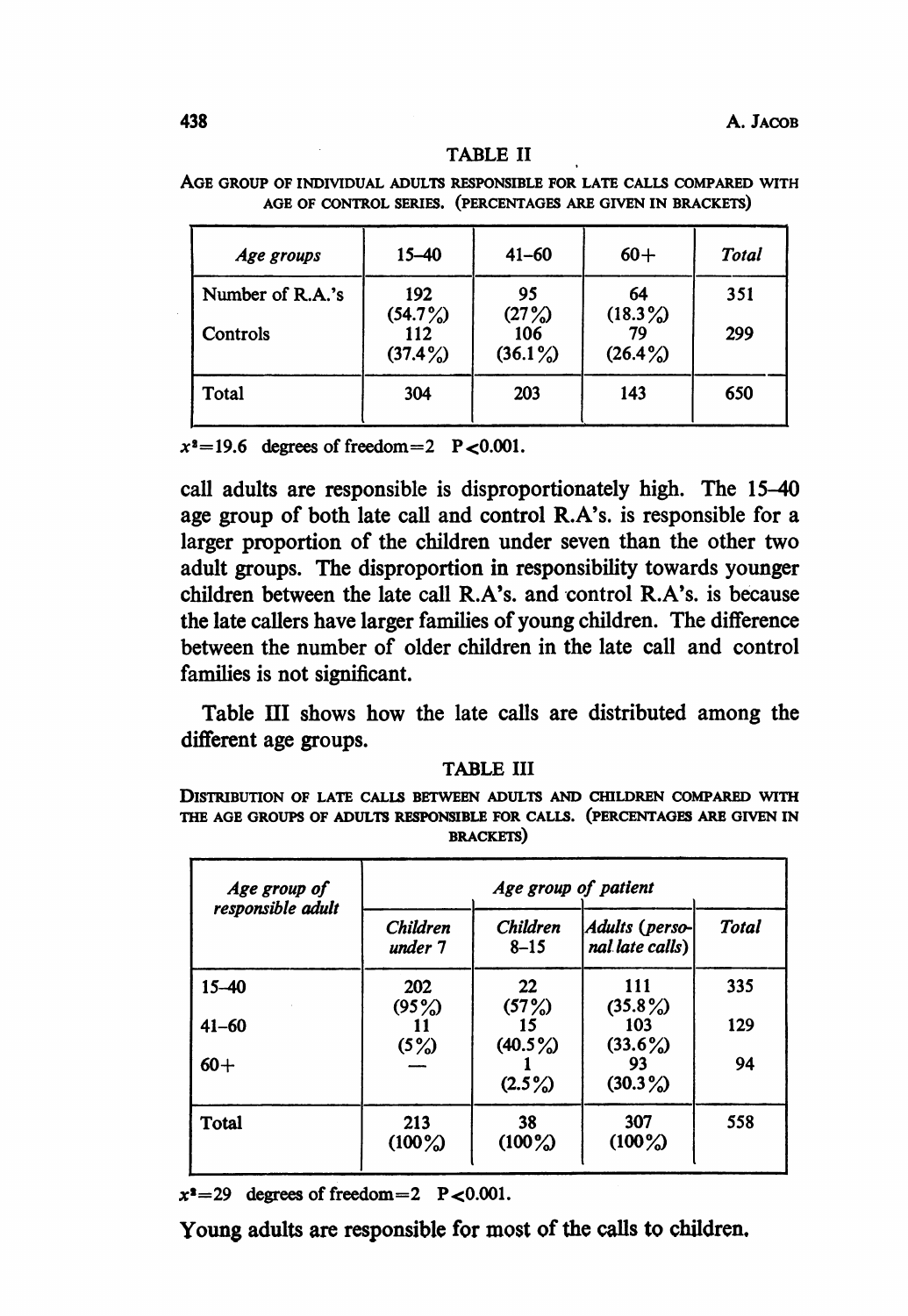TABLE II

AGE GROUP OF INDIVIDUAL ADULTS RESPONSIBLE FOR LATE CALLS COMPARED WITH AGE OF CONTROL SERIES. (PERCENTAGES ARE GIVEN IN BRACKETS)

| *Age groups* | 15–40 | 41–60 | 60+ | *Total* |
|---|---|---|---|---|
| Number of R.A.'s | 192 (54.7%) | 95 (27%) | 64 (18.3%) | 351 |
| Controls | 112 (37.4%) | 106 (36.1%) | 79 (26.4%) | 299 |
| Total | 304 | 203 | 143 | 650 |

$x^2=19.6$ degrees of freedom=2 $P<0.001$.

call adults are responsible is disproportionately high. The 15–40 age group of both late call and control R.A's. is responsible for a larger proportion of the children under seven than the other two adult groups. The disproportion in responsibility towards younger children between the late call R.A's. and control R.A's. is because the late callers have larger families of young children. The difference between the number of older children in the late call and control families is not significant.

Table III shows how the late calls are distributed among the different age groups.

TABLE III

DISTRIBUTION OF LATE CALLS BETWEEN ADULTS AND CHILDREN COMPARED WITH THE AGE GROUPS OF ADULTS RESPONSIBLE FOR CALLS. (PERCENTAGES ARE GIVEN IN BRACKETS)

| *Age group of responsible adult* | *Age group of patient* | | | |
|---|---|---|---|---|
| | *Children under 7* | *Children 8–15* | *Adults (personal late calls)* | *Total* |
| 15–40 | 202 (95%) | 22 (57%) | 111 (35.8%) | 335 |
| 41–60 | 11 (5%) | 15 (40.5%) | 103 (33.6%) | 129 |
| 60+ | — | 1 (2.5%) | 93 (30.3%) | 94 |
| Total | 213 (100%) | 38 (100%) | 307 (100%) | 558 |

$x^2=29$ degrees of freedom=2 $P<0.001$.

Young adults are responsible for most of the calls to children.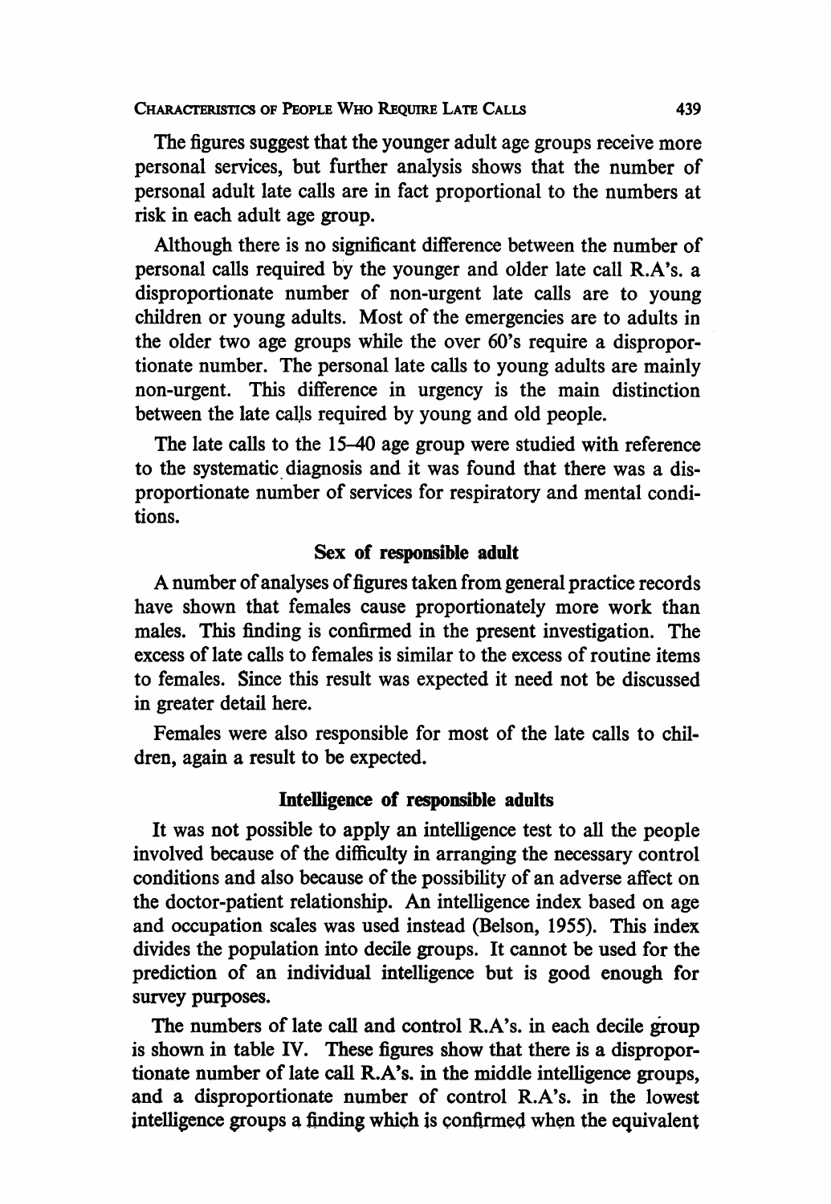The figures suggest that the younger adult age groups receive more personal services, but further analysis shows that the number of personal adult late calls are in fact proportional to the numbers at risk in each adult age group.

Although there is no significant difference between the number of personal calls required by the younger and older late call R.A's. a disproportionate number of non-urgent late calls are to young children or young adults. Most of the emergencies are to adults in the older two age groups while the over 60's require a disproportionate number. The personal late calls to young adults are mainly non-urgent. This difference in urgency is the main distinction between the late calls required by young and old people.

The late calls to the 15–40 age group were studied with reference to the systematic diagnosis and it was found that there was a disproportionate number of services for respiratory and mental conditions.

### Sex of responsible adult

A number of analyses of figures taken from general practice records have shown that females cause proportionately more work than males. This finding is confirmed in the present investigation. The excess of late calls to females is similar to the excess of routine items to females. Since this result was expected it need not be discussed in greater detail here.

Females were also responsible for most of the late calls to children, again a result to be expected.

### Intelligence of responsible adults

It was not possible to apply an intelligence test to all the people involved because of the difficulty in arranging the necessary control conditions and also because of the possibility of an adverse affect on the doctor-patient relationship. An intelligence index based on age and occupation scales was used instead (Belson, 1955). This index divides the population into decile groups. It cannot be used for the prediction of an individual intelligence but is good enough for survey purposes.

The numbers of late call and control R.A's. in each decile group is shown in table IV. These figures show that there is a disproportionate number of late call R.A's. in the middle intelligence groups, and a disproportionate number of control R.A's. in the lowest intelligence groups a finding which is confirmed when the equivalent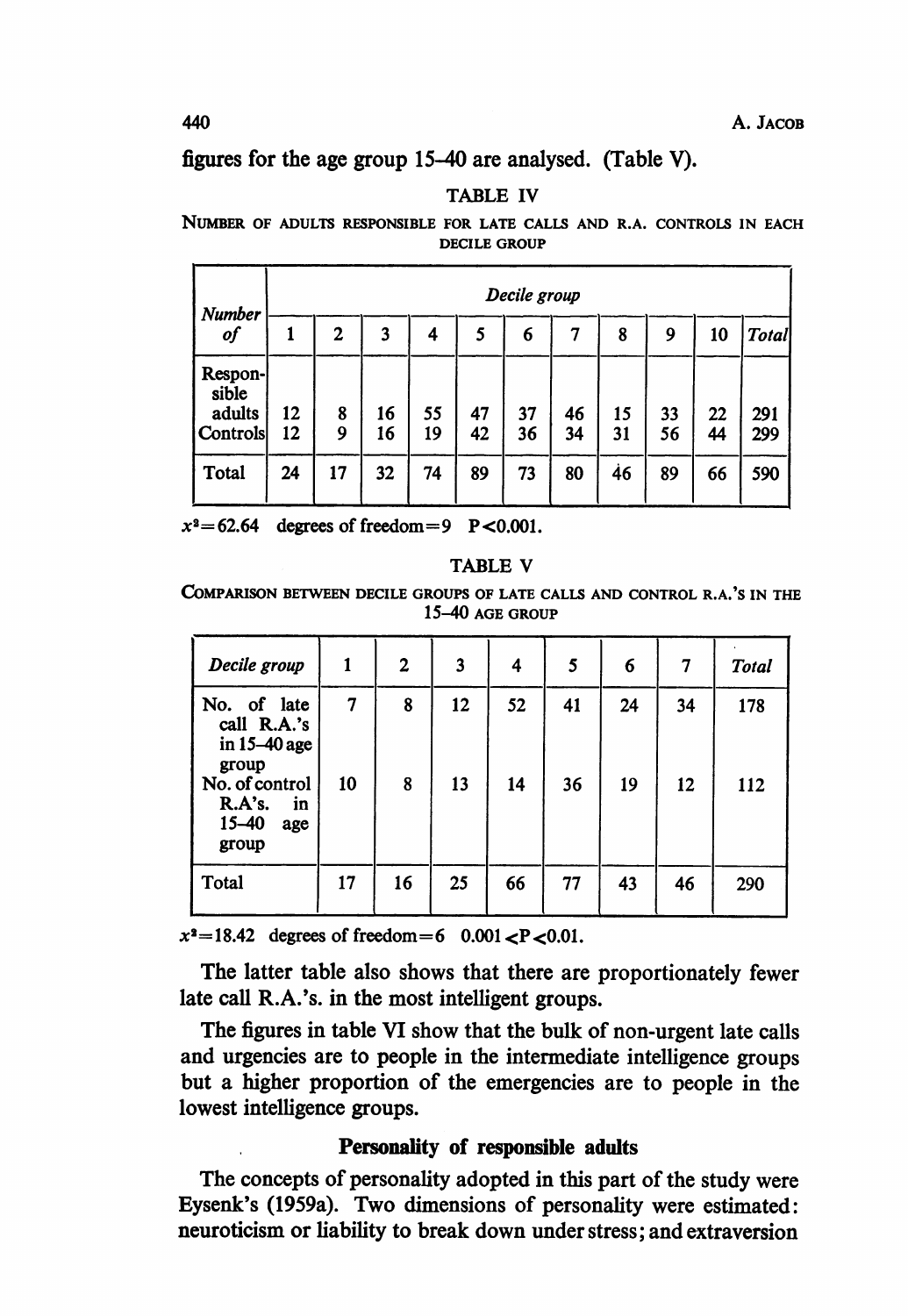figures for the age group 15–40 are analysed. (Table V).

TABLE IV

NUMBER OF ADULTS RESPONSIBLE FOR LATE CALLS AND R.A. CONTROLS IN EACH DECILE GROUP

| Number of | Decile group | | | | | | | | | | |
|---|---|---|---|---|---|---|---|---|---|---|---|
| | 1 | 2 | 3 | 4 | 5 | 6 | 7 | 8 | 9 | 10 | *Total* |
| Responsible adults | 12 | 8 | 16 | 55 | 47 | 37 | 46 | 15 | 33 | 22 | 291 |
| Controls | 12 | 9 | 16 | 19 | 42 | 36 | 34 | 31 | 56 | 44 | 299 |
| Total | 24 | 17 | 32 | 74 | 89 | 73 | 80 | 46 | 89 | 66 | 590 |

$x^2=62.64$ degrees of freedom=9 $P<0.001$.

TABLE V

COMPARISON BETWEEN DECILE GROUPS OF LATE CALLS AND CONTROL R.A.'S IN THE 15–40 AGE GROUP

| *Decile group* | 1 | 2 | 3 | 4 | 5 | 6 | 7 | *Total* |
|---|---|---|---|---|---|---|---|---|
| No. of late call R.A.'s in 15–40 age group | 7 | 8 | 12 | 52 | 41 | 24 | 34 | 178 |
| No. of control R.A's. in 15–40 age group | 10 | 8 | 13 | 14 | 36 | 19 | 12 | 112 |
| Total | 17 | 16 | 25 | 66 | 77 | 43 | 46 | 290 |

$x^2=18.42$ degrees of freedom=6 $0.001<P<0.01$.

The latter table also shows that there are proportionately fewer late call R.A.'s. in the most intelligent groups.

The figures in table VI show that the bulk of non-urgent late calls and urgencies are to people in the intermediate intelligence groups but a higher proportion of the emergencies are to people in the lowest intelligence groups.

## Personality of responsible adults

The concepts of personality adopted in this part of the study were Eysenk's (1959a). Two dimensions of personality were estimated: neuroticism or liability to break down under stress; and extraversion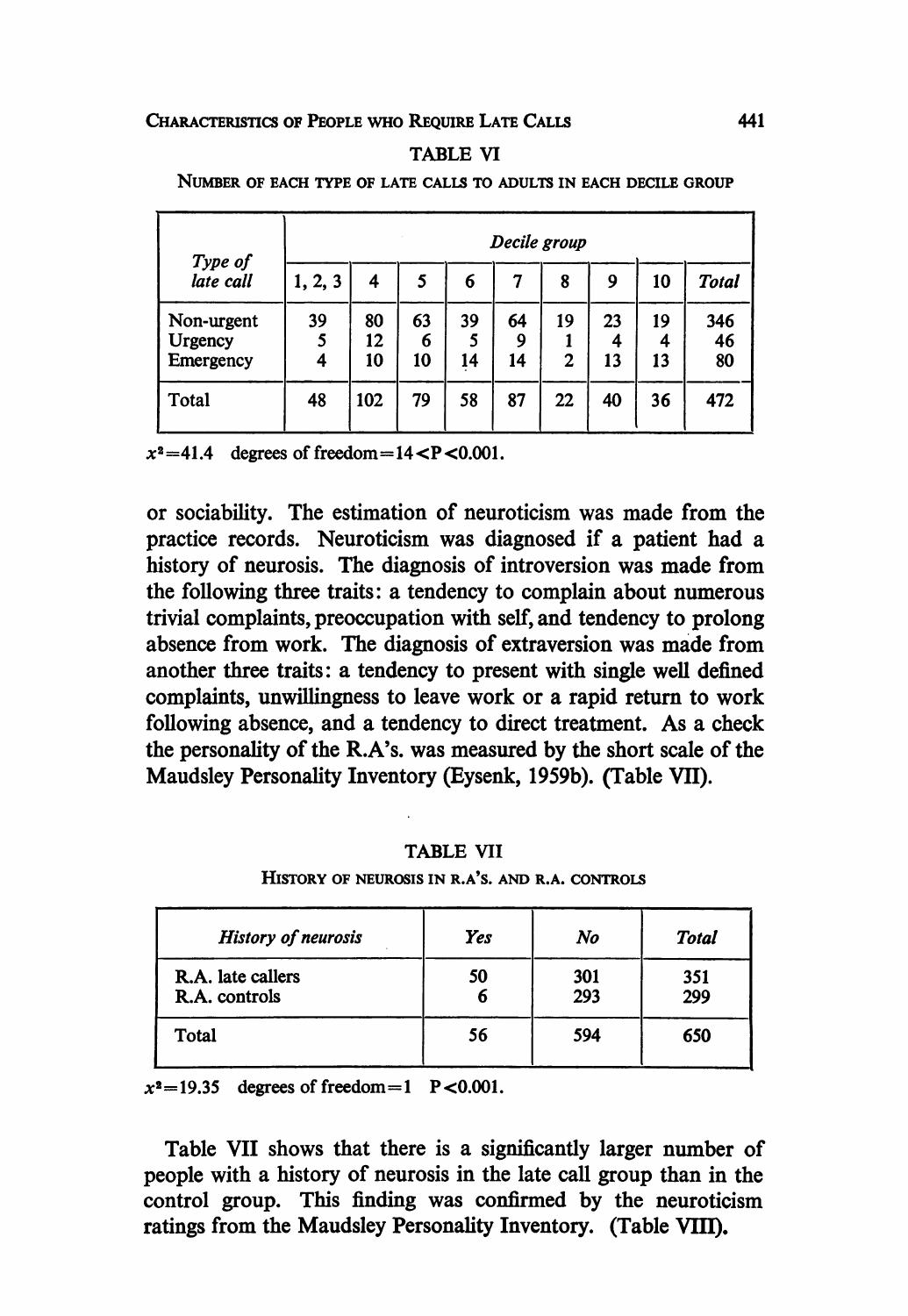TABLE VI

NUMBER OF EACH TYPE OF LATE CALLS TO ADULTS IN EACH DECILE GROUP

| Type of late call | Decile group | | | | | | | | |
|---|---|---|---|---|---|---|---|---|---|
| | 1, 2, 3 | 4 | 5 | 6 | 7 | 8 | 9 | 10 | *Total* |
| Non-urgent | 39 | 80 | 63 | 39 | 64 | 19 | 23 | 19 | 346 |
| Urgency | 5 | 12 | 6 | 5 | 9 | 1 | 4 | 4 | 46 |
| Emergency | 4 | 10 | 10 | 14 | 14 | 2 | 13 | 13 | 80 |
| Total | 48 | 102 | 79 | 58 | 87 | 22 | 40 | 36 | 472 |

$x^2=41.4$ degrees of freedom$=14<P<0.001$.

or sociability. The estimation of neuroticism was made from the practice records. Neuroticism was diagnosed if a patient had a history of neurosis. The diagnosis of introversion was made from the following three traits: a tendency to complain about numerous trivial complaints, preoccupation with self, and tendency to prolong absence from work. The diagnosis of extraversion was made from another three traits: a tendency to present with single well defined complaints, unwillingness to leave work or a rapid return to work following absence, and a tendency to direct treatment. As a check the personality of the R.A's. was measured by the short scale of the Maudsley Personality Inventory (Eysenk, 1959b). (Table VII).

TABLE VII

HISTORY OF NEUROSIS IN R.A'S. AND R.A. CONTROLS

| *History of neurosis* | *Yes* | *No* | *Total* |
|---|---|---|---|
| R.A. late callers | 50 | 301 | 351 |
| R.A. controls | 6 | 293 | 299 |
| Total | 56 | 594 | 650 |

$x^2=19.35$ degrees of freedom$=1$ $P<0.001$.

Table VII shows that there is a significantly larger number of people with a history of neurosis in the late call group than in the control group. This finding was confirmed by the neuroticism ratings from the Maudsley Personality Inventory. (Table VIII).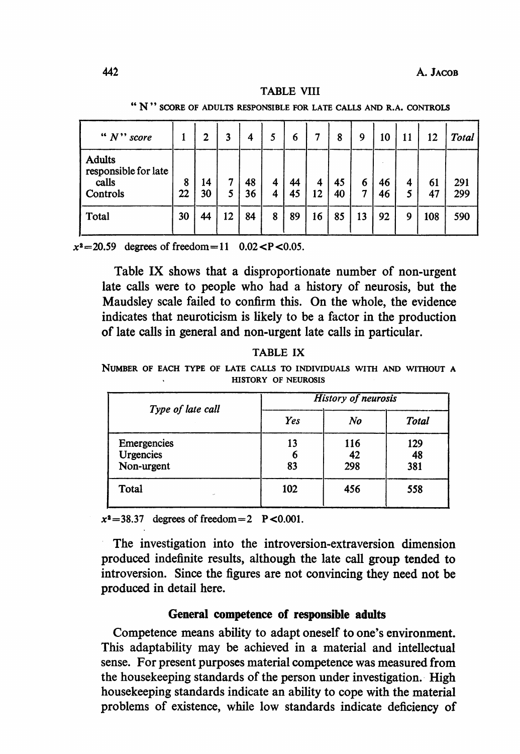TABLE VIII

"N" SCORE OF ADULTS RESPONSIBLE FOR LATE CALLS AND R.A. CONTROLS

| "N" score | 1 | 2 | 3 | 4 | 5 | 6 | 7 | 8 | 9 | 10 | 11 | 12 | Total |
|---|---|---|---|---|---|---|---|---|---|---|---|---|---|
| Adults responsible for late calls | 8 | 14 | 7 | 48 | 4 | 44 | 4 | 45 | 6 | 46 | 4 | 61 | 291 |
| Controls | 22 | 30 | 5 | 36 | 4 | 45 | 12 | 40 | 7 | 46 | 5 | 47 | 299 |
| Total | 30 | 44 | 12 | 84 | 8 | 89 | 16 | 85 | 13 | 92 | 9 | 108 | 590 |

$x^2=20.59$ degrees of freedom $=11$ $0.02<P<0.05$.

Table IX shows that a disproportionate number of non-urgent late calls were to people who had a history of neurosis, but the Maudsley scale failed to confirm this. On the whole, the evidence indicates that neuroticism is likely to be a factor in the production of late calls in general and non-urgent late calls in particular.

TABLE IX

NUMBER OF EACH TYPE OF LATE CALLS TO INDIVIDUALS WITH AND WITHOUT A HISTORY OF NEUROSIS

| Type of late call | *History of neurosis* | | |
|---|---|---|---|
| | *Yes* | *No* | *Total* |
| Emergencies | 13 | 116 | 129 |
| Urgencies | 6 | 42 | 48 |
| Non-urgent | 83 | 298 | 381 |
| Total | 102 | 456 | 558 |

$x^2=38.37$ degrees of freedom $=2$ $P<0.001$.

The investigation into the introversion-extraversion dimension produced indefinite results, although the late call group tended to introversion. Since the figures are not convincing they need not be produced in detail here.

### General competence of responsible adults

Competence means ability to adapt oneself to one's environment. This adaptability may be achieved in a material and intellectual sense. For present purposes material competence was measured from the housekeeping standards of the person under investigation. High housekeeping standards indicate an ability to cope with the material problems of existence, while low standards indicate deficiency of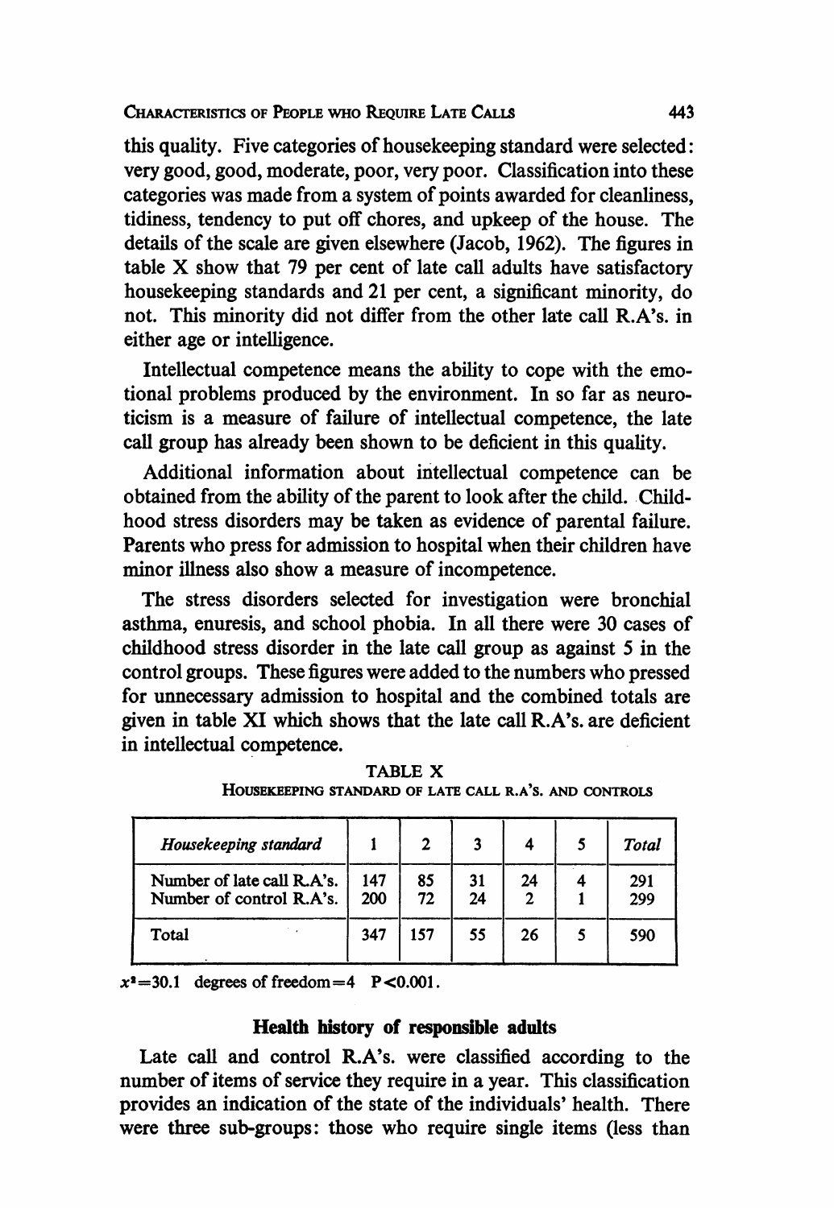this quality. Five categories of housekeeping standard were selected: very good, good, moderate, poor, very poor. Classification into these categories was made from a system of points awarded for cleanliness, tidiness, tendency to put off chores, and upkeep of the house. The details of the scale are given elsewhere (Jacob, 1962). The figures in table X show that 79 per cent of late call adults have satisfactory housekeeping standards and 21 per cent, a significant minority, do not. This minority did not differ from the other late call R.A's. in either age or intelligence.

Intellectual competence means the ability to cope with the emotional problems produced by the environment. In so far as neuroticism is a measure of failure of intellectual competence, the late call group has already been shown to be deficient in this quality.

Additional information about intellectual competence can be obtained from the ability of the parent to look after the child. Childhood stress disorders may be taken as evidence of parental failure. Parents who press for admission to hospital when their children have minor illness also show a measure of incompetence.

The stress disorders selected for investigation were bronchial asthma, enuresis, and school phobia. In all there were 30 cases of childhood stress disorder in the late call group as against 5 in the control groups. These figures were added to the numbers who pressed for unnecessary admission to hospital and the combined totals are given in table XI which shows that the late call R.A's. are deficient in intellectual competence.

TABLE X
HOUSEKEEPING STANDARD OF LATE CALL R.A'S. AND CONTROLS

| *Housekeeping standard* | 1 | 2 | 3 | 4 | 5 | *Total* |
|---|---|---|---|---|---|---|
| Number of late call R.A's. | 147 | 85 | 31 | 24 | 4 | 291 |
| Number of control R.A's. | 200 | 72 | 24 | 2 | 1 | 299 |
| Total | 347 | 157 | 55 | 26 | 5 | 590 |

$x^2=30.1$ degrees of freedom$=4$ $P<0.001$.

## Health history of responsible adults

Late call and control R.A's. were classified according to the number of items of service they require in a year. This classification provides an indication of the state of the individuals' health. There were three sub-groups: those who require single items (less than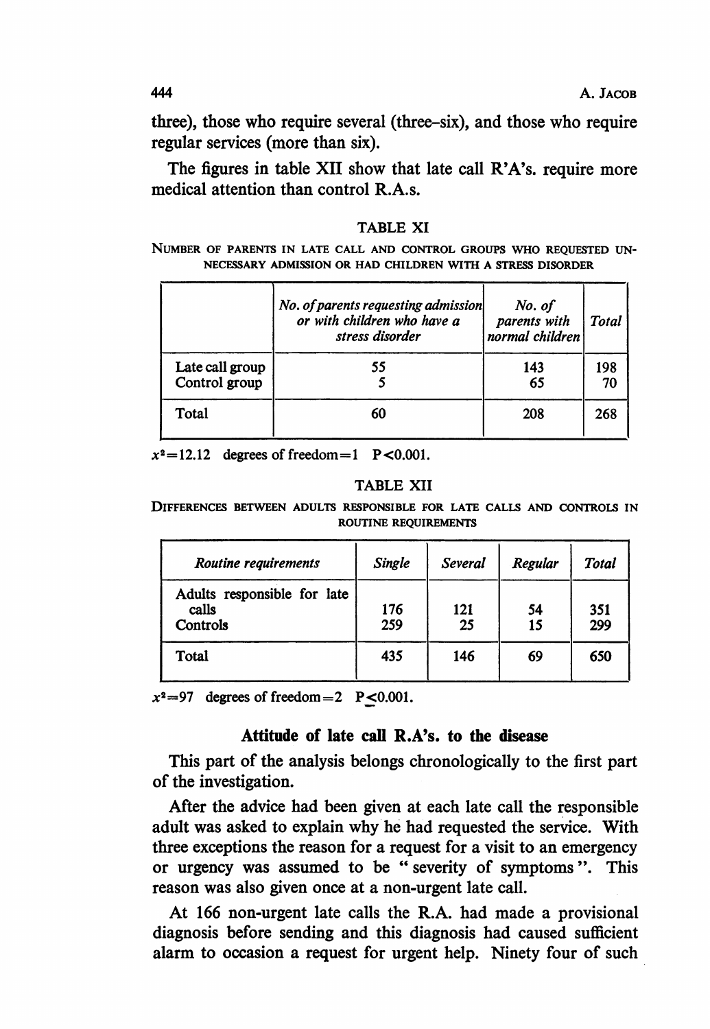three), those who require several (three–six), and those who require regular services (more than six).

The figures in table XII show that late call R'A's. require more medical attention than control R.A.s.

TABLE XI

NUMBER OF PARENTS IN LATE CALL AND CONTROL GROUPS WHO REQUESTED UNNECESSARY ADMISSION OR HAD CHILDREN WITH A STRESS DISORDER

| | *No. of parents requesting admission or with children who have a stress disorder* | *No. of parents with normal children* | *Total* |
|---|---|---|---|
| Late call group | 55 | 143 | 198 |
| Control group | 5 | 65 | 70 |
| Total | 60 | 208 | 268 |

$x^2=12.12$ degrees of freedom$=1$ $P<0.001$.

TABLE XII

DIFFERENCES BETWEEN ADULTS RESPONSIBLE FOR LATE CALLS AND CONTROLS IN ROUTINE REQUIREMENTS

| *Routine requirements* | *Single* | *Several* | *Regular* | *Total* |
|---|---|---|---|---|
| Adults responsible for late calls | 176 | 121 | 54 | 351 |
| Controls | 259 | 25 | 15 | 299 |
| Total | 435 | 146 | 69 | 650 |

$x^2=97$ degrees of freedom$=2$ $P\leq 0.001$.

### Attitude of late call R.A's. to the disease

This part of the analysis belongs chronologically to the first part of the investigation.

After the advice had been given at each late call the responsible adult was asked to explain why he had requested the service. With three exceptions the reason for a request for a visit to an emergency or urgency was assumed to be " severity of symptoms ". This reason was also given once at a non-urgent late call.

At 166 non-urgent late calls the R.A. had made a provisional diagnosis before sending and this diagnosis had caused sufficient alarm to occasion a request for urgent help. Ninety four of such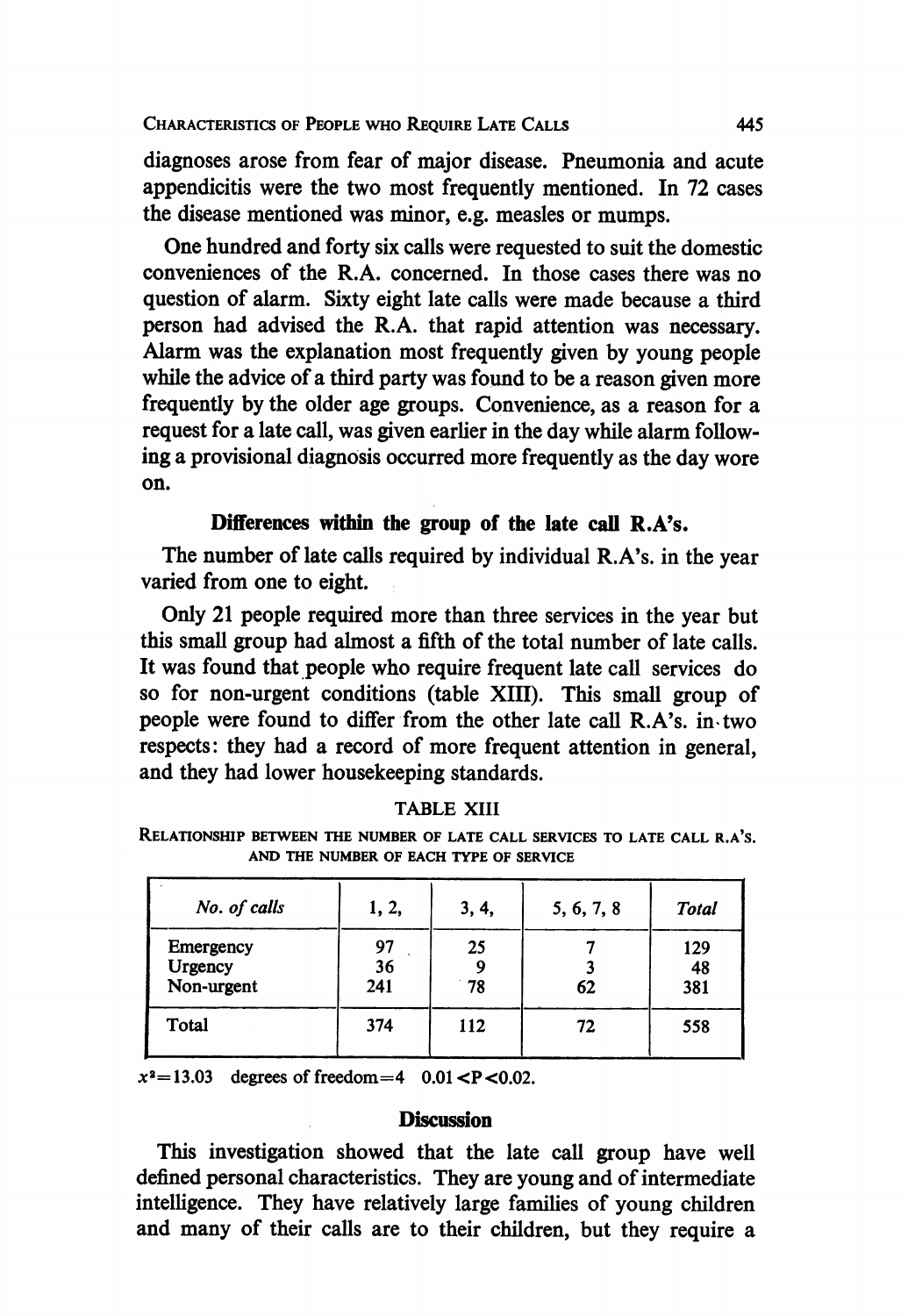diagnoses arose from fear of major disease. Pneumonia and acute appendicitis were the two most frequently mentioned. In 72 cases the disease mentioned was minor, e.g. measles or mumps.

One hundred and forty six calls were requested to suit the domestic conveniences of the R.A. concerned. In those cases there was no question of alarm. Sixty eight late calls were made because a third person had advised the R.A. that rapid attention was necessary. Alarm was the explanation most frequently given by young people while the advice of a third party was found to be a reason given more frequently by the older age groups. Convenience, as a reason for a request for a late call, was given earlier in the day while alarm following a provisional diagnosis occurred more frequently as the day wore on.

### Differences within the group of the late call R.A's.

The number of late calls required by individual R.A's. in the year varied from one to eight.

Only 21 people required more than three services in the year but this small group had almost a fifth of the total number of late calls. It was found that people who require frequent late call services do so for non-urgent conditions (table XIII). This small group of people were found to differ from the other late call R.A's. in two respects: they had a record of more frequent attention in general, and they had lower housekeeping standards.

TABLE XIII

RELATIONSHIP BETWEEN THE NUMBER OF LATE CALL SERVICES TO LATE CALL R.A'S. AND THE NUMBER OF EACH TYPE OF SERVICE

| *No. of calls* | 1, 2, | 3, 4, | 5, 6, 7, 8 | *Total* |
|---|---|---|---|---|
| Emergency | 97 | 25 | 7 | 129 |
| Urgency | 36 | 9 | 3 | 48 |
| Non-urgent | 241 | 78 | 62 | 381 |
| Total | 374 | 112 | 72 | 558 |

$x^2 = 13.03$ degrees of freedom $= 4$ $0.01 < P < 0.02$.

## Discussion

This investigation showed that the late call group have well defined personal characteristics. They are young and of intermediate intelligence. They have relatively large families of young children and many of their calls are to their children, but they require a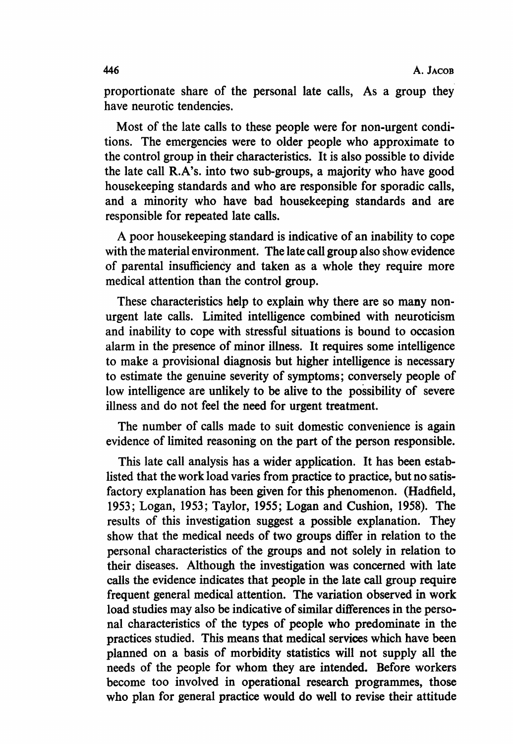proportionate share of the personal late calls, As a group they have neurotic tendencies.

Most of the late calls to these people were for non-urgent conditions. The emergencies were to older people who approximate to the control group in their characteristics. It is also possible to divide the late call R.A's. into two sub-groups, a majority who have good housekeeping standards and who are responsible for sporadic calls, and a minority who have bad housekeeping standards and are responsible for repeated late calls.

A poor housekeeping standard is indicative of an inability to cope with the material environment. The late call group also show evidence of parental insufficiency and taken as a whole they require more medical attention than the control group.

These characteristics help to explain why there are so many non-urgent late calls. Limited intelligence combined with neuroticism and inability to cope with stressful situations is bound to occasion alarm in the presence of minor illness. It requires some intelligence to make a provisional diagnosis but higher intelligence is necessary to estimate the genuine severity of symptoms; conversely people of low intelligence are unlikely to be alive to the possibility of severe illness and do not feel the need for urgent treatment.

The number of calls made to suit domestic convenience is again evidence of limited reasoning on the part of the person responsible.

This late call analysis has a wider application. It has been establisted that the work load varies from practice to practice, but no satisfactory explanation has been given for this phenomenon. (Hadfield, 1953; Logan, 1953; Taylor, 1955; Logan and Cushion, 1958). The results of this investigation suggest a possible explanation. They show that the medical needs of two groups differ in relation to the personal characteristics of the groups and not solely in relation to their diseases. Although the investigation was concerned with late calls the evidence indicates that people in the late call group require frequent general medical attention. The variation observed in work load studies may also be indicative of similar differences in the personal characteristics of the types of people who predominate in the practices studied. This means that medical services which have been planned on a basis of morbidity statistics will not supply all the needs of the people for whom they are intended. Before workers become too involved in operational research programmes, those who plan for general practice would do well to revise their attitude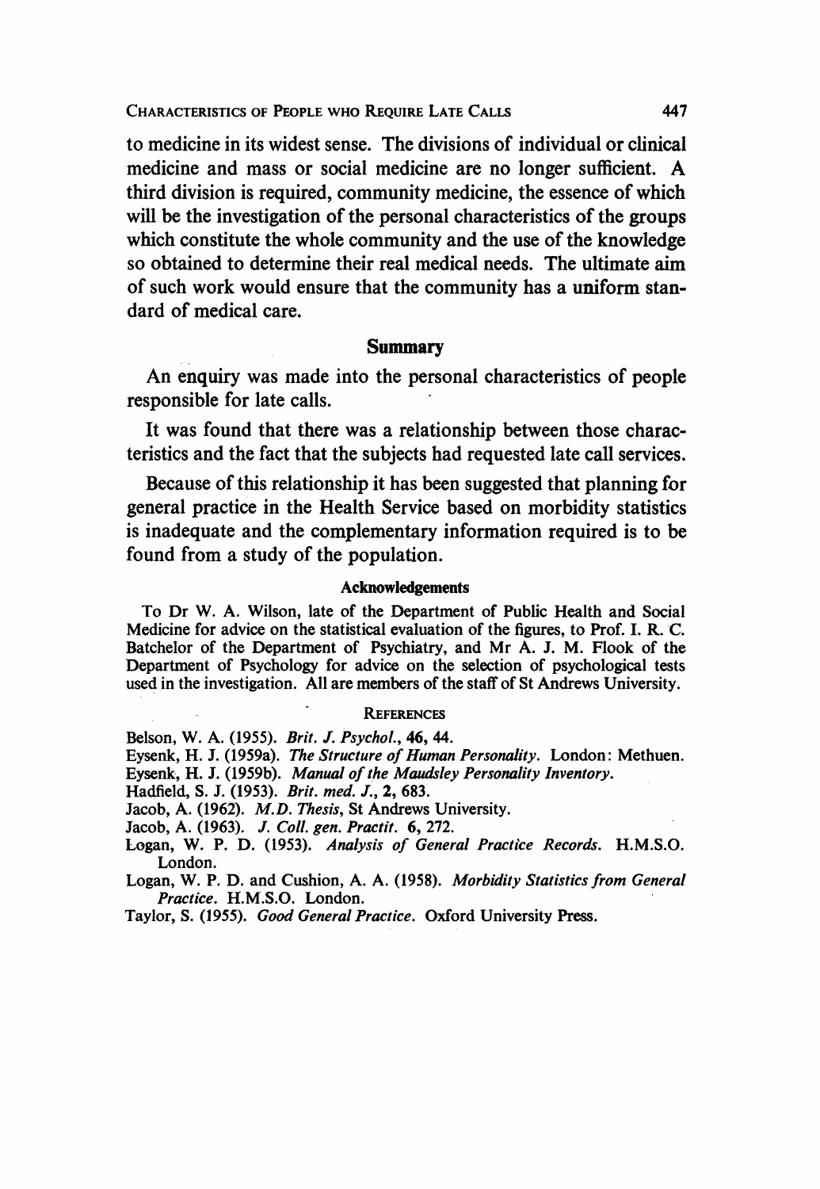to medicine in its widest sense. The divisions of individual or clinical medicine and mass or social medicine are no longer sufficient. A third division is required, community medicine, the essence of which will be the investigation of the personal characteristics of the groups which constitute the whole community and the use of the knowledge so obtained to determine their real medical needs. The ultimate aim of such work would ensure that the community has a uniform standard of medical care.

## Summary

An enquiry was made into the personal characteristics of people responsible for late calls.

It was found that there was a relationship between those characteristics and the fact that the subjects had requested late call services.

Because of this relationship it has been suggested that planning for general practice in the Health Service based on morbidity statistics is inadequate and the complementary information required is to be found from a study of the population.

### Acknowledgements

To Dr W. A. Wilson, late of the Department of Public Health and Social Medicine for advice on the statistical evaluation of the figures, to Prof. I. R. C. Batchelor of the Department of Psychiatry, and Mr A. J. M. Flook of the Department of Psychology for advice on the selection of psychological tests used in the investigation. All are members of the staff of St Andrews University.

### References

Belson, W. A. (1955). *Brit. J. Psychol.*, **46**, 44.

Eysenk, H. J. (1959a). *The Structure of Human Personality*. London: Methuen.

Eysenk, H. J. (1959b). *Manual of the Maudsley Personality Inventory*.

Hadfield, S. J. (1953). *Brit. med. J.*, **2**, 683.

Jacob, A. (1962). *M.D. Thesis*, St Andrews University.

Jacob, A. (1963). *J. Coll. gen. Practit.* **6**, 272.

Logan, W. P. D. (1953). *Analysis of General Practice Records*. H.M.S.O. London.

Logan, W. P. D. and Cushion, A. A. (1958). *Morbidity Statistics from General Practice*. H.M.S.O. London.

Taylor, S. (1955). *Good General Practice*. Oxford University Press.